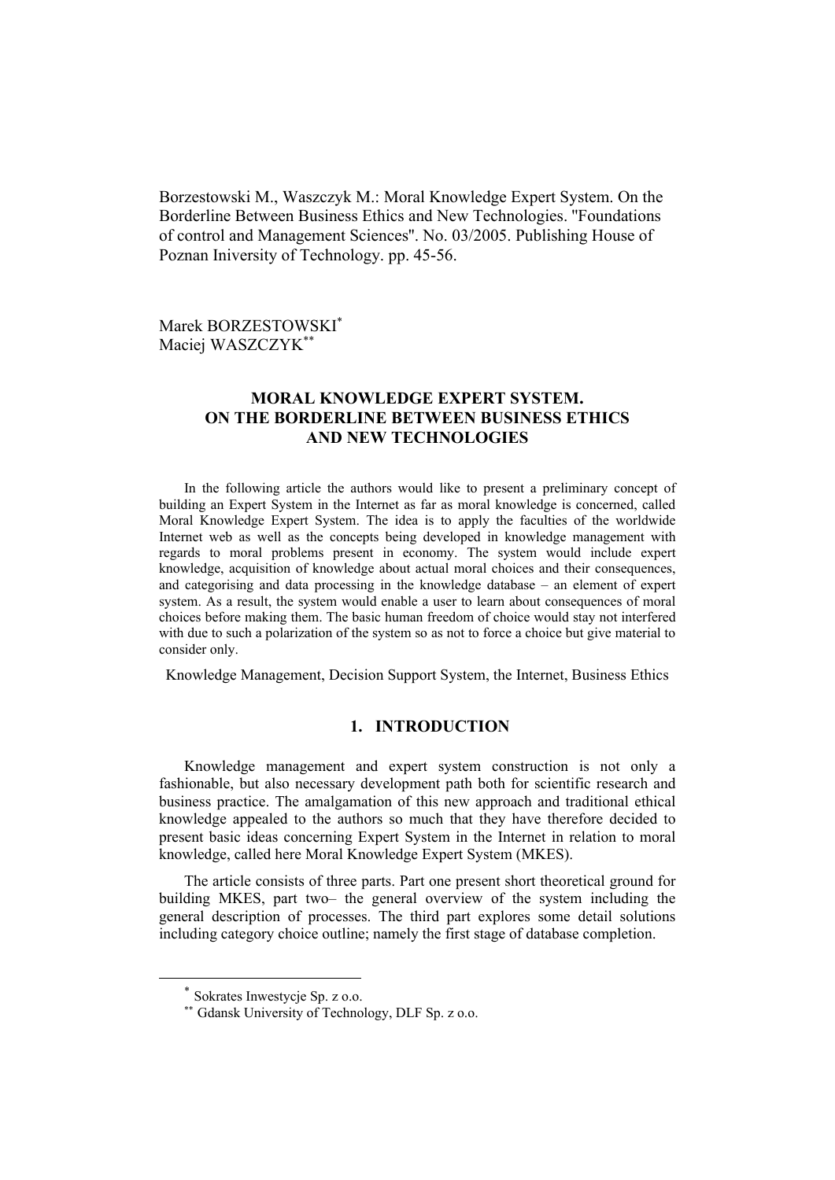Borzestowski M., Waszczyk M.: Moral Knowledge Expert System. On the Borderline Between Business Ethics and New Technologies. "Foundations of control and Management Sciences". No. 03/2005. Publishing House of Poznan Iniversity of Technology. pp. 45-56.

Marek BORZESTOWSKI[*]
Maciej WASZCZYK[**]

# MORAL KNOWLEDGE EXPERT SYSTEM. ON THE BORDERLINE BETWEEN BUSINESS ETHICS AND NEW TECHNOLOGIES

In the following article the authors would like to present a preliminary concept of building an Expert System in the Internet as far as moral knowledge is concerned, called Moral Knowledge Expert System. The idea is to apply the faculties of the worldwide Internet web as well as the concepts being developed in knowledge management with regards to moral problems present in economy. The system would include expert knowledge, acquisition of knowledge about actual moral choices and their consequences, and categorising and data processing in the knowledge database – an element of expert system. As a result, the system would enable a user to learn about consequences of moral choices before making them. The basic human freedom of choice would stay not interfered with due to such a polarization of the system so as not to force a choice but give material to consider only.

Knowledge Management, Decision Support System, the Internet, Business Ethics

## 1. INTRODUCTION

Knowledge management and expert system construction is not only a fashionable, but also necessary development path both for scientific research and business practice. The amalgamation of this new approach and traditional ethical knowledge appealed to the authors so much that they have therefore decided to present basic ideas concerning Expert System in the Internet in relation to moral knowledge, called here Moral Knowledge Expert System (MKES).

The article consists of three parts. Part one present short theoretical ground for building MKES, part two– the general overview of the system including the general description of processes. The third part explores some detail solutions including category choice outline; namely the first stage of database completion.

---

[*] Sokrates Inwestycje Sp. z o.o.

[**] Gdansk University of Technology, DLF Sp. z o.o.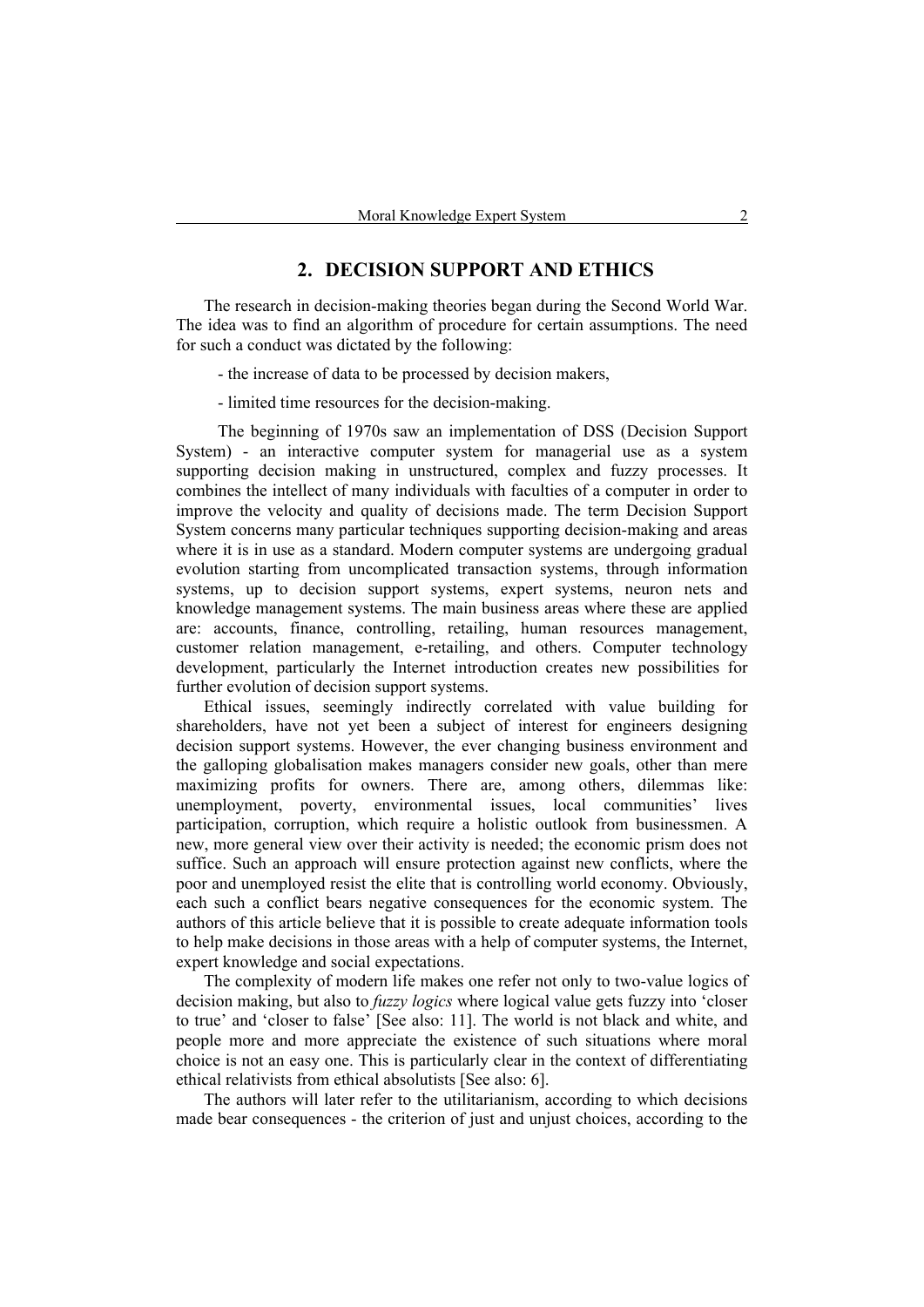## 2. DECISION SUPPORT AND ETHICS

The research in decision-making theories began during the Second World War. The idea was to find an algorithm of procedure for certain assumptions. The need for such a conduct was dictated by the following:

- the increase of data to be processed by decision makers,

- limited time resources for the decision-making.

The beginning of 1970s saw an implementation of DSS (Decision Support System) - an interactive computer system for managerial use as a system supporting decision making in unstructured, complex and fuzzy processes. It combines the intellect of many individuals with faculties of a computer in order to improve the velocity and quality of decisions made. The term Decision Support System concerns many particular techniques supporting decision-making and areas where it is in use as a standard. Modern computer systems are undergoing gradual evolution starting from uncomplicated transaction systems, through information systems, up to decision support systems, expert systems, neuron nets and knowledge management systems. The main business areas where these are applied are: accounts, finance, controlling, retailing, human resources management, customer relation management, e-retailing, and others. Computer technology development, particularly the Internet introduction creates new possibilities for further evolution of decision support systems.

Ethical issues, seemingly indirectly correlated with value building for shareholders, have not yet been a subject of interest for engineers designing decision support systems. However, the ever changing business environment and the galloping globalisation makes managers consider new goals, other than mere maximizing profits for owners. There are, among others, dilemmas like: unemployment, poverty, environmental issues, local communities' lives participation, corruption, which require a holistic outlook from businessmen. A new, more general view over their activity is needed; the economic prism does not suffice. Such an approach will ensure protection against new conflicts, where the poor and unemployed resist the elite that is controlling world economy. Obviously, each such a conflict bears negative consequences for the economic system. The authors of this article believe that it is possible to create adequate information tools to help make decisions in those areas with a help of computer systems, the Internet, expert knowledge and social expectations.

The complexity of modern life makes one refer not only to two-value logics of decision making, but also to *fuzzy logics* where logical value gets fuzzy into 'closer to true' and 'closer to false' [See also: 11]. The world is not black and white, and people more and more appreciate the existence of such situations where moral choice is not an easy one. This is particularly clear in the context of differentiating ethical relativists from ethical absolutists [See also: 6].

The authors will later refer to the utilitarianism, according to which decisions made bear consequences - the criterion of just and unjust choices, according to the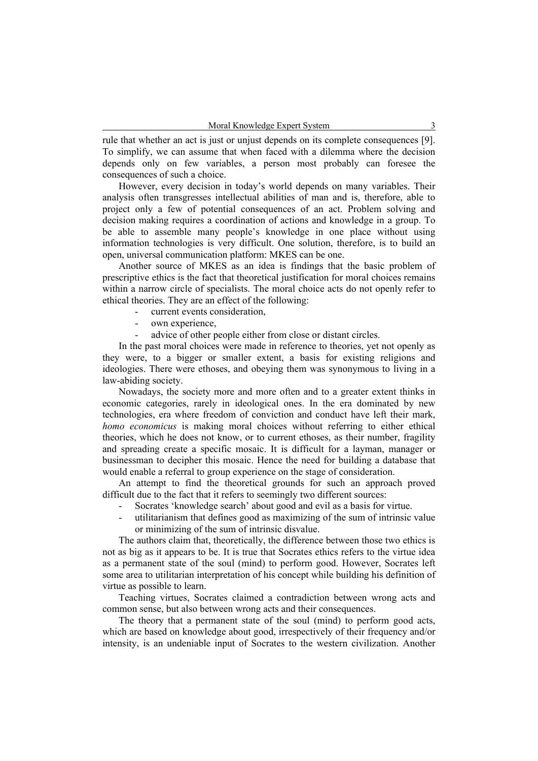rule that whether an act is just or unjust depends on its complete consequences [9]. To simplify, we can assume that when faced with a dilemma where the decision depends only on few variables, a person most probably can foresee the consequences of such a choice.

However, every decision in today's world depends on many variables. Their analysis often transgresses intellectual abilities of man and is, therefore, able to project only a few of potential consequences of an act. Problem solving and decision making requires a coordination of actions and knowledge in a group. To be able to assemble many people's knowledge in one place without using information technologies is very difficult. One solution, therefore, is to build an open, universal communication platform: MKES can be one.

Another source of MKES as an idea is findings that the basic problem of prescriptive ethics is the fact that theoretical justification for moral choices remains within a narrow circle of specialists. The moral choice acts do not openly refer to ethical theories. They are an effect of the following:

- current events consideration,
- own experience,
- advice of other people either from close or distant circles.

In the past moral choices were made in reference to theories, yet not openly as they were, to a bigger or smaller extent, a basis for existing religions and ideologies. There were ethoses, and obeying them was synonymous to living in a law-abiding society.

Nowadays, the society more and more often and to a greater extent thinks in economic categories, rarely in ideological ones. In the era dominated by new technologies, era where freedom of conviction and conduct have left their mark, *homo economicus* is making moral choices without referring to either ethical theories, which he does not know, or to current ethoses, as their number, fragility and spreading create a specific mosaic. It is difficult for a layman, manager or businessman to decipher this mosaic. Hence the need for building a database that would enable a referral to group experience on the stage of consideration.

An attempt to find the theoretical grounds for such an approach proved difficult due to the fact that it refers to seemingly two different sources:

- Socrates 'knowledge search' about good and evil as a basis for virtue.
- utilitarianism that defines good as maximizing of the sum of intrinsic value or minimizing of the sum of intrinsic disvalue.

The authors claim that, theoretically, the difference between those two ethics is not as big as it appears to be. It is true that Socrates ethics refers to the virtue idea as a permanent state of the soul (mind) to perform good. However, Socrates left some area to utilitarian interpretation of his concept while building his definition of virtue as possible to learn.

Teaching virtues, Socrates claimed a contradiction between wrong acts and common sense, but also between wrong acts and their consequences.

The theory that a permanent state of the soul (mind) to perform good acts, which are based on knowledge about good, irrespectively of their frequency and/or intensity, is an undeniable input of Socrates to the western civilization. Another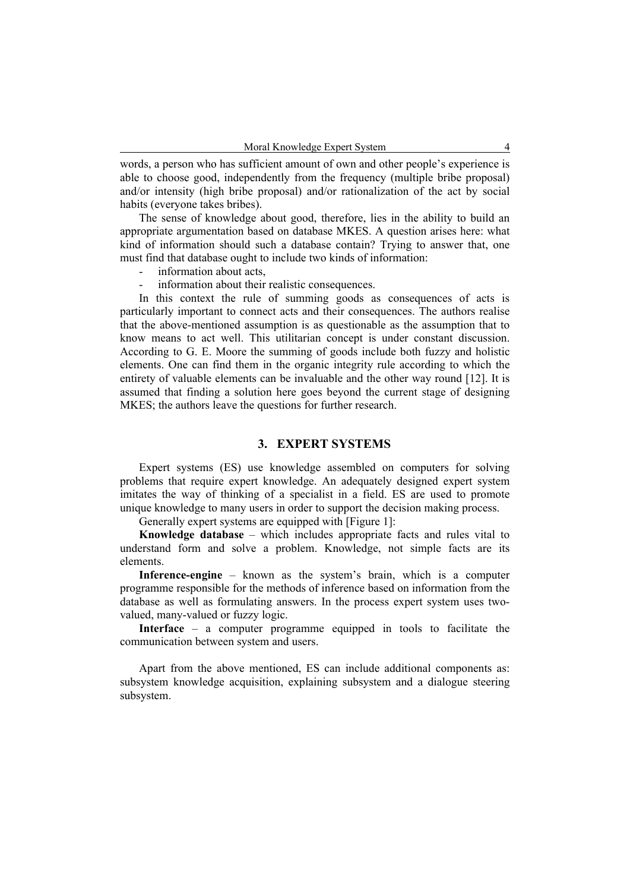words, a person who has sufficient amount of own and other people's experience is able to choose good, independently from the frequency (multiple bribe proposal) and/or intensity (high bribe proposal) and/or rationalization of the act by social habits (everyone takes bribes).

The sense of knowledge about good, therefore, lies in the ability to build an appropriate argumentation based on database MKES. A question arises here: what kind of information should such a database contain? Trying to answer that, one must find that database ought to include two kinds of information:

- information about acts,
- information about their realistic consequences.

In this context the rule of summing goods as consequences of acts is particularly important to connect acts and their consequences. The authors realise that the above-mentioned assumption is as questionable as the assumption that to know means to act well. This utilitarian concept is under constant discussion. According to G. E. Moore the summing of goods include both fuzzy and holistic elements. One can find them in the organic integrity rule according to which the entirety of valuable elements can be invaluable and the other way round [12]. It is assumed that finding a solution here goes beyond the current stage of designing MKES; the authors leave the questions for further research.

## 3. EXPERT SYSTEMS

Expert systems (ES) use knowledge assembled on computers for solving problems that require expert knowledge. An adequately designed expert system imitates the way of thinking of a specialist in a field. ES are used to promote unique knowledge to many users in order to support the decision making process.

Generally expert systems are equipped with [Figure 1]:

**Knowledge database** – which includes appropriate facts and rules vital to understand form and solve a problem. Knowledge, not simple facts are its elements.

**Inference-engine** – known as the system's brain, which is a computer programme responsible for the methods of inference based on information from the database as well as formulating answers. In the process expert system uses two-valued, many-valued or fuzzy logic.

**Interface** – a computer programme equipped in tools to facilitate the communication between system and users.

Apart from the above mentioned, ES can include additional components as: subsystem knowledge acquisition, explaining subsystem and a dialogue steering subsystem.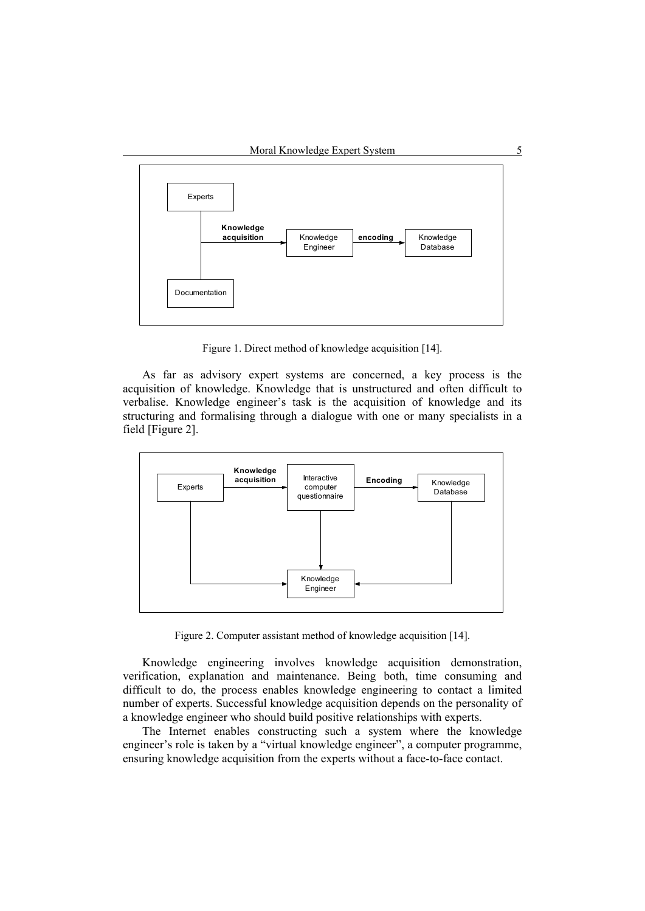Experts

Knowledge acquisition

Knowledge Engineer

encoding

Knowledge Database

Documentation

Figure 1. Direct method of knowledge acquisition [14].

As far as advisory expert systems are concerned, a key process is the acquisition of knowledge. Knowledge that is unstructured and often difficult to verbalise. Knowledge engineer's task is the acquisition of knowledge and its structuring and formalising through a dialogue with one or many specialists in a field [Figure 2].

Experts

Knowledge acquisition

Interactive computer questionnaire

Encoding

Knowledge Database

Knowledge Engineer

Figure 2. Computer assistant method of knowledge acquisition [14].

Knowledge engineering involves knowledge acquisition demonstration, verification, explanation and maintenance. Being both, time consuming and difficult to do, the process enables knowledge engineering to contact a limited number of experts. Successful knowledge acquisition depends on the personality of a knowledge engineer who should build positive relationships with experts.

The Internet enables constructing such a system where the knowledge engineer's role is taken by a "virtual knowledge engineer", a computer programme, ensuring knowledge acquisition from the experts without a face-to-face contact.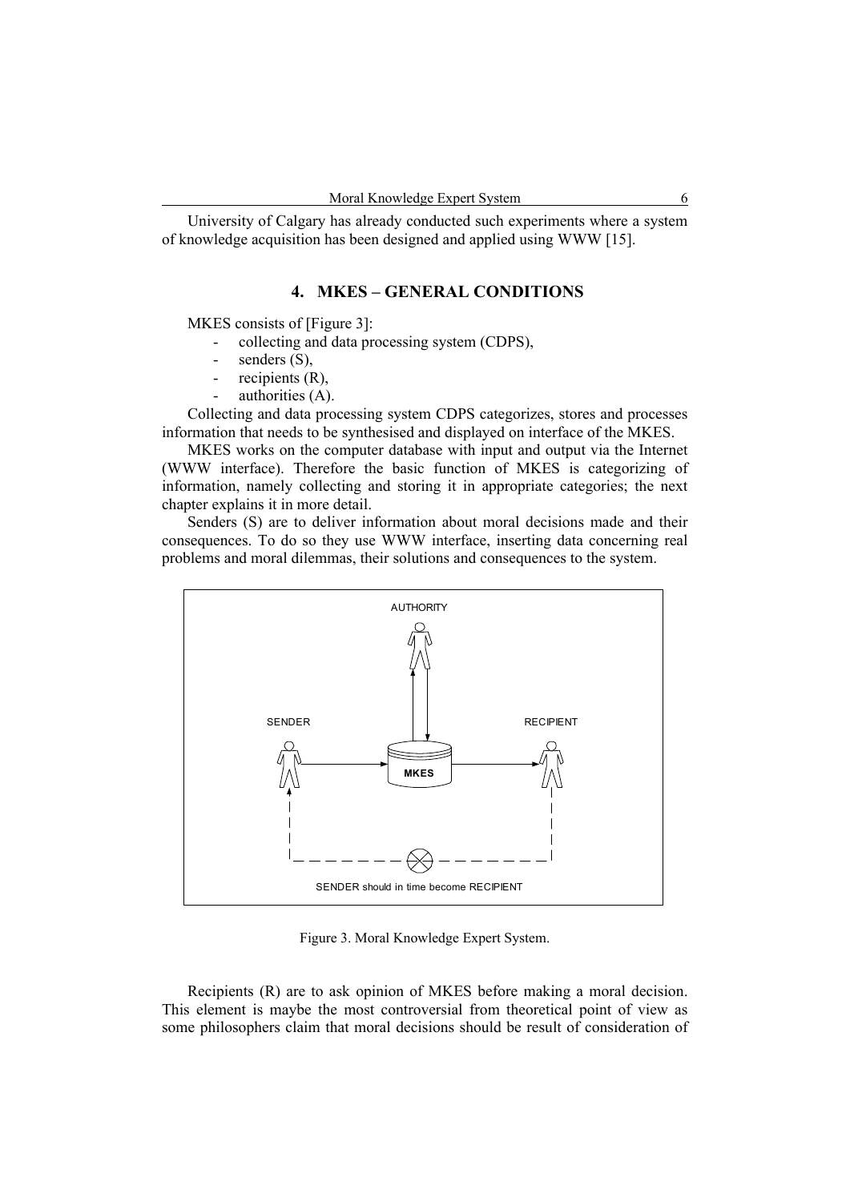University of Calgary has already conducted such experiments where a system of knowledge acquisition has been designed and applied using WWW [15].

## 4. MKES – GENERAL CONDITIONS

MKES consists of [Figure 3]:

- collecting and data processing system (CDPS),
- senders (S),
- recipients (R),
- authorities (A).

Collecting and data processing system CDPS categorizes, stores and processes information that needs to be synthesised and displayed on interface of the MKES.

MKES works on the computer database with input and output via the Internet (WWW interface). Therefore the basic function of MKES is categorizing of information, namely collecting and storing it in appropriate categories; the next chapter explains it in more detail.

Senders (S) are to deliver information about moral decisions made and their consequences. To do so they use WWW interface, inserting data concerning real problems and moral dilemmas, their solutions and consequences to the system.

AUTHORITY

SENDER

MKES

RECIPIENT

SENDER should in time become RECIPIENT

Figure 3. Moral Knowledge Expert System.

Recipients (R) are to ask opinion of MKES before making a moral decision. This element is maybe the most controversial from theoretical point of view as some philosophers claim that moral decisions should be result of consideration of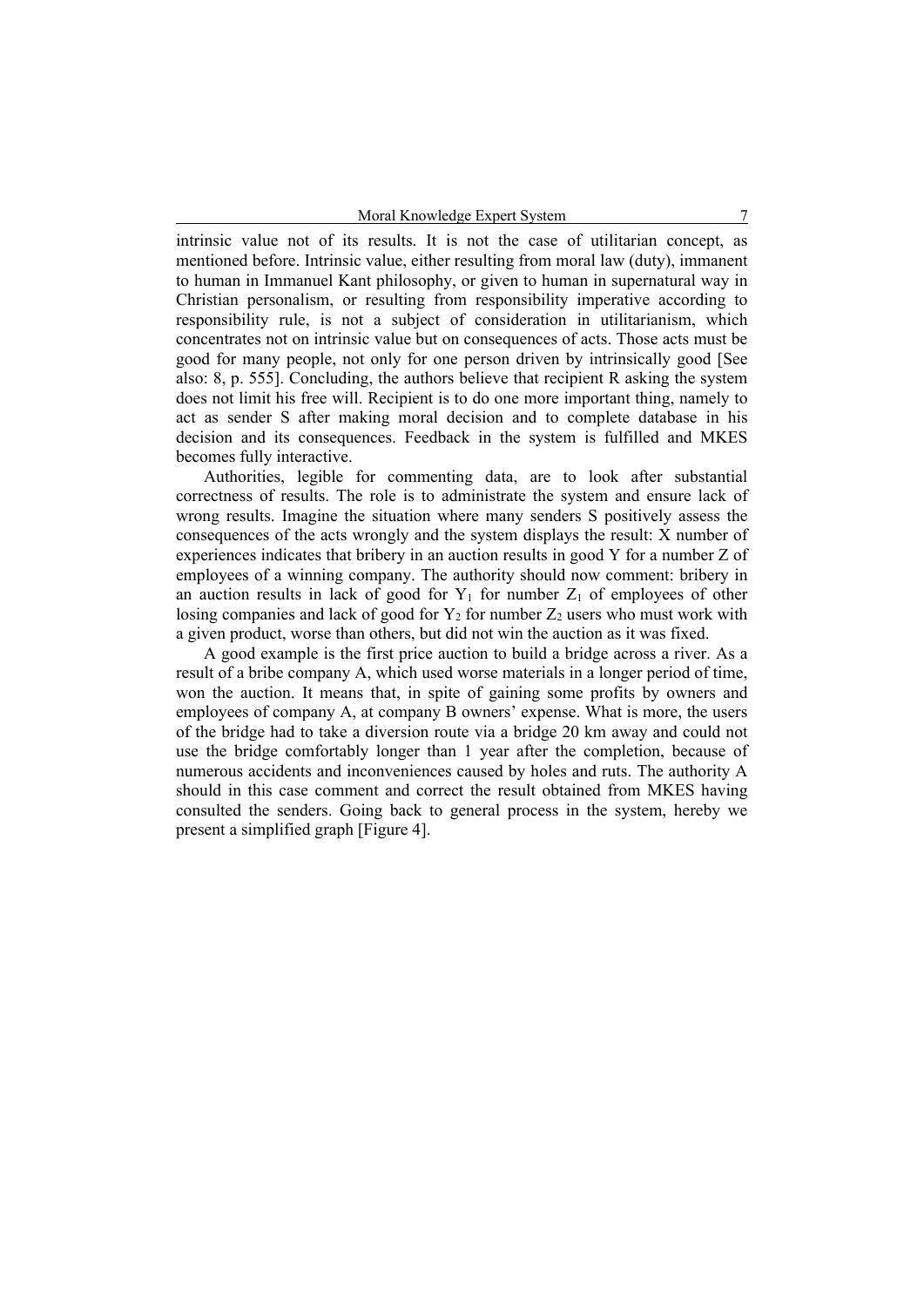intrinsic value not of its results. It is not the case of utilitarian concept, as mentioned before. Intrinsic value, either resulting from moral law (duty), immanent to human in Immanuel Kant philosophy, or given to human in supernatural way in Christian personalism, or resulting from responsibility imperative according to responsibility rule, is not a subject of consideration in utilitarianism, which concentrates not on intrinsic value but on consequences of acts. Those acts must be good for many people, not only for one person driven by intrinsically good [See also: 8, p. 555]. Concluding, the authors believe that recipient R asking the system does not limit his free will. Recipient is to do one more important thing, namely to act as sender S after making moral decision and to complete database in his decision and its consequences. Feedback in the system is fulfilled and MKES becomes fully interactive.

Authorities, legible for commenting data, are to look after substantial correctness of results. The role is to administrate the system and ensure lack of wrong results. Imagine the situation where many senders S positively assess the consequences of the acts wrongly and the system displays the result: X number of experiences indicates that bribery in an auction results in good Y for a number Z of employees of a winning company. The authority should now comment: bribery in an auction results in lack of good for $Y_1$ for number $Z_1$ of employees of other losing companies and lack of good for $Y_2$ for number $Z_2$ users who must work with a given product, worse than others, but did not win the auction as it was fixed.

A good example is the first price auction to build a bridge across a river. As a result of a bribe company A, which used worse materials in a longer period of time, won the auction. It means that, in spite of gaining some profits by owners and employees of company A, at company B owners' expense. What is more, the users of the bridge had to take a diversion route via a bridge 20 km away and could not use the bridge comfortably longer than 1 year after the completion, because of numerous accidents and inconveniences caused by holes and ruts. The authority A should in this case comment and correct the result obtained from MKES having consulted the senders. Going back to general process in the system, hereby we present a simplified graph [Figure 4].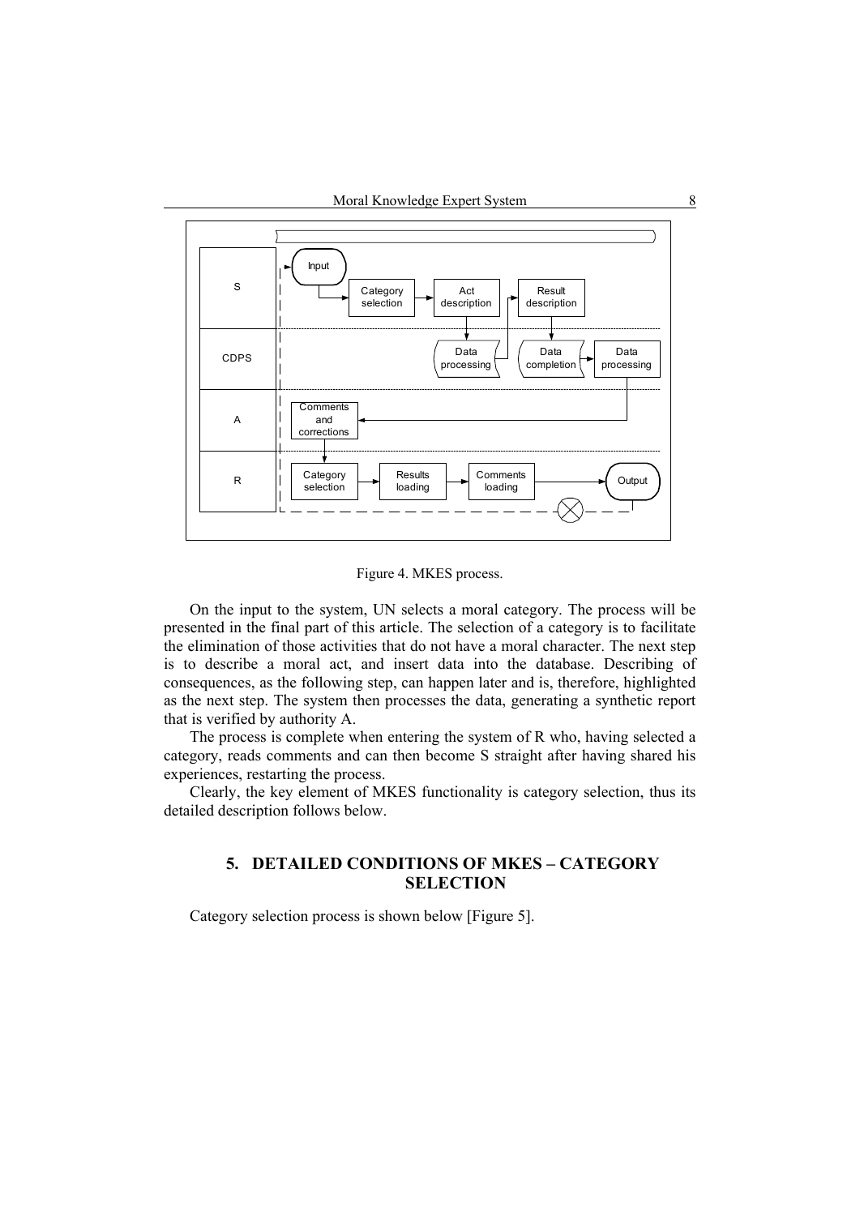S

CDPS

A

R

Input

Category selection

Act description

Result description

Data processing

Data completion

Data processing

Comments and corrections

Category selection

Results loading

Comments loading

Output

Figure 4. MKES process.

On the input to the system, UN selects a moral category. The process will be presented in the final part of this article. The selection of a category is to facilitate the elimination of those activities that do not have a moral character. The next step is to describe a moral act, and insert data into the database. Describing of consequences, as the following step, can happen later and is, therefore, highlighted as the next step. The system then processes the data, generating a synthetic report that is verified by authority A.

The process is complete when entering the system of R who, having selected a category, reads comments and can then become S straight after having shared his experiences, restarting the process.

Clearly, the key element of MKES functionality is category selection, thus its detailed description follows below.

## 5. DETAILED CONDITIONS OF MKES – CATEGORY SELECTION

Category selection process is shown below [Figure 5].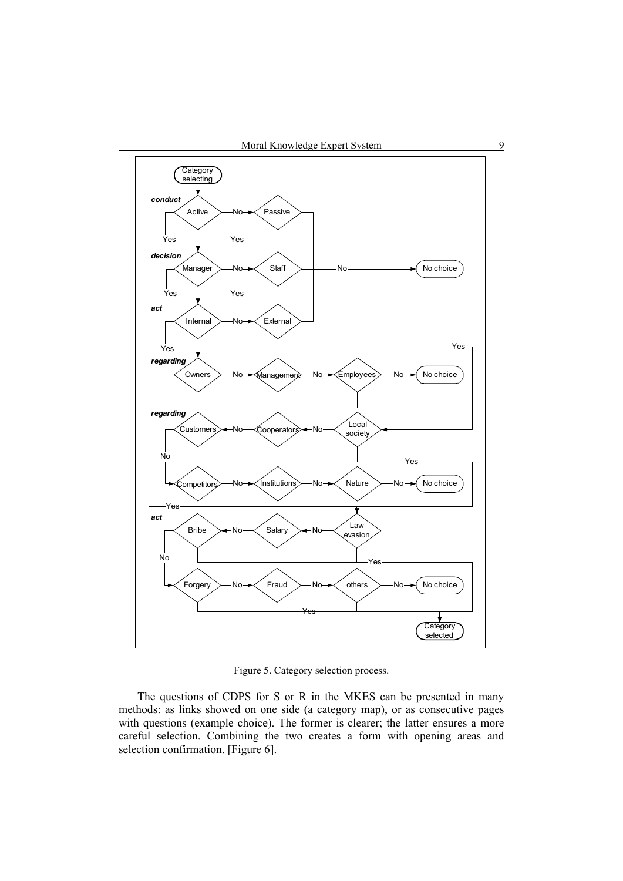Category selecting

*conduct*

Active — No → Passive

Yes — Yes

*decision*

Manager — No → Staff — No → No choice

Yes — Yes

*act*

Internal — No → External

Yes — Yes

*regarding*

Owners — No → Management — No → Employees — No → No choice

*regarding*

Customers ← No — Cooperators ← No — Local society

No — Yes

Competitors — No → Institutions — No → Nature — No → No choice

Yes

*act*

Bribe ← No — Salary ← No — Law evasion

No — Yes

Forgery — No → Fraud — No → others — No → No choice

Yes

Category selected

Figure 5. Category selection process.

The questions of CDPS for S or R in the MKES can be presented in many methods: as links showed on one side (a category map), or as consecutive pages with questions (example choice). The former is clearer; the latter ensures a more careful selection. Combining the two creates a form with opening areas and selection confirmation. [Figure 6].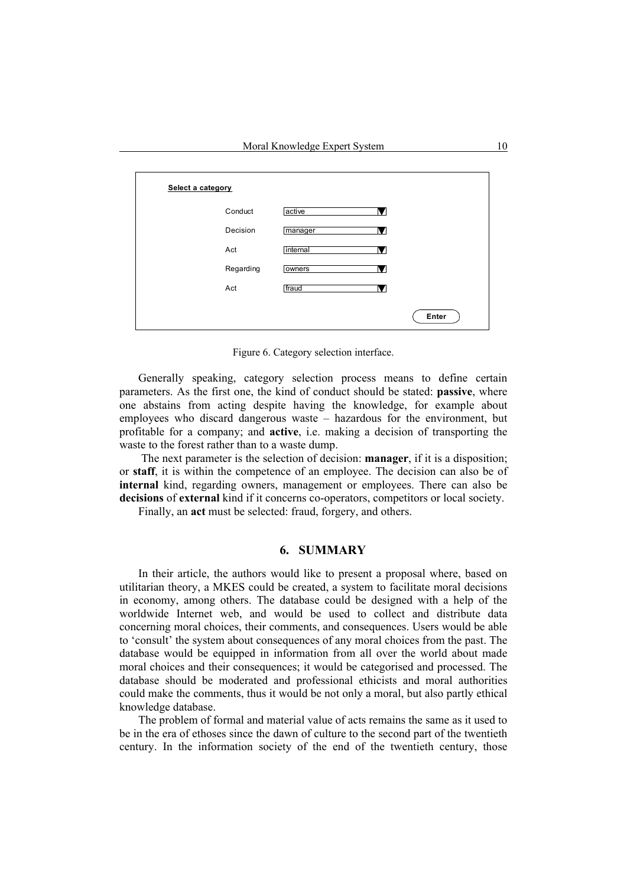Select a category

Conduct active

Decision manager

Act internal

Regarding owners

Act fraud

Enter

Figure 6. Category selection interface.

Generally speaking, category selection process means to define certain parameters. As the first one, the kind of conduct should be stated: **passive**, where one abstains from acting despite having the knowledge, for example about employees who discard dangerous waste – hazardous for the environment, but profitable for a company; and **active**, i.e. making a decision of transporting the waste to the forest rather than to a waste dump.

The next parameter is the selection of decision: **manager**, if it is a disposition; or **staff**, it is within the competence of an employee. The decision can also be of **internal** kind, regarding owners, management or employees. There can also be **decisions** of **external** kind if it concerns co-operators, competitors or local society.

Finally, an **act** must be selected: fraud, forgery, and others.

## 6. SUMMARY

In their article, the authors would like to present a proposal where, based on utilitarian theory, a MKES could be created, a system to facilitate moral decisions in economy, among others. The database could be designed with a help of the worldwide Internet web, and would be used to collect and distribute data concerning moral choices, their comments, and consequences. Users would be able to 'consult' the system about consequences of any moral choices from the past. The database would be equipped in information from all over the world about made moral choices and their consequences; it would be categorised and processed. The database should be moderated and professional ethicists and moral authorities could make the comments, thus it would be not only a moral, but also partly ethical knowledge database.

The problem of formal and material value of acts remains the same as it used to be in the era of ethoses since the dawn of culture to the second part of the twentieth century. In the information society of the end of the twentieth century, those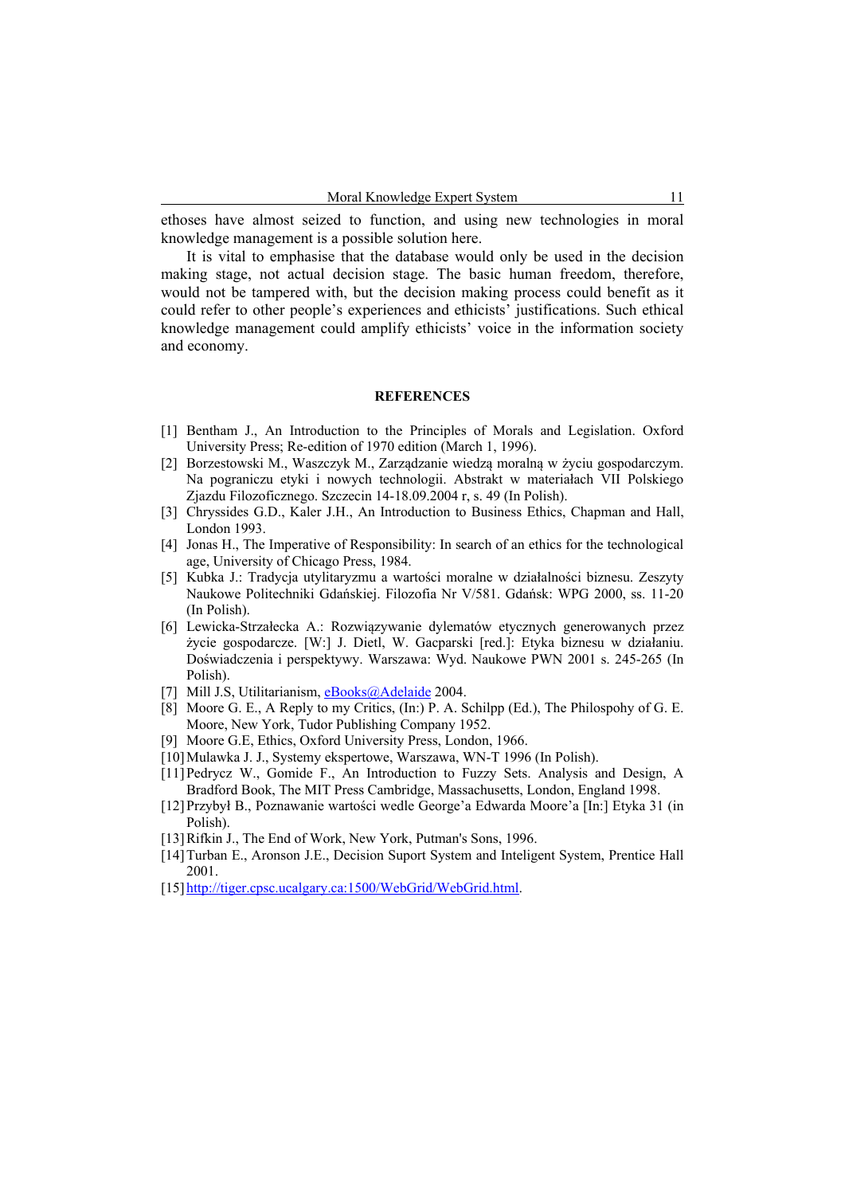ethoses have almost seized to function, and using new technologies in moral knowledge management is a possible solution here.

It is vital to emphasise that the database would only be used in the decision making stage, not actual decision stage. The basic human freedom, therefore, would not be tampered with, but the decision making process could benefit as it could refer to other people's experiences and ethicists' justifications. Such ethical knowledge management could amplify ethicists' voice in the information society and economy.

## REFERENCES

[1] Bentham J., An Introduction to the Principles of Morals and Legislation. Oxford University Press; Re-edition of 1970 edition (March 1, 1996).

[2] Borzestowski M., Waszczyk M., Zarządzanie wiedzą moralną w życiu gospodarczym. Na pograniczu etyki i nowych technologii. Abstrakt w materiałach VII Polskiego Zjazdu Filozoficznego. Szczecin 14-18.09.2004 r, s. 49 (In Polish).

[3] Chryssides G.D., Kaler J.H., An Introduction to Business Ethics, Chapman and Hall, London 1993.

[4] Jonas H., The Imperative of Responsibility: In search of an ethics for the technological age, University of Chicago Press, 1984.

[5] Kubka J.: Tradycja utylitaryzmu a wartości moralne w działalności biznesu. Zeszyty Naukowe Politechniki Gdańskiej. Filozofia Nr V/581. Gdańsk: WPG 2000, ss. 11-20 (In Polish).

[6] Lewicka-Strzałecka A.: Rozwiązywanie dylematów etycznych generowanych przez życie gospodarcze. [W:] J. Dietl, W. Gacparski [red.]: Etyka biznesu w działaniu. Doświadczenia i perspektywy. Warszawa: Wyd. Naukowe PWN 2001 s. 245-265 (In Polish).

[7] Mill J.S, Utilitarianism, eBooks@Adelaide 2004.

[8] Moore G. E., A Reply to my Critics, (In:) P. A. Schilpp (Ed.), The Philospohy of G. E. Moore, New York, Tudor Publishing Company 1952.

[9] Moore G.E, Ethics, Oxford University Press, London, 1966.

[10] Mulawka J. J., Systemy ekspertowe, Warszawa, WN-T 1996 (In Polish).

[11] Pedrycz W., Gomide F., An Introduction to Fuzzy Sets. Analysis and Design, A Bradford Book, The MIT Press Cambridge, Massachusetts, London, England 1998.

[12] Przybył B., Poznawanie wartości wedle George'a Edwarda Moore'a [In:] Etyka 31 (in Polish).

[13] Rifkin J., The End of Work, New York, Putman's Sons, 1996.

[14] Turban E., Aronson J.E., Decision Suport System and Inteligent System, Prentice Hall 2001.

[15] http://tiger.cpsc.ucalgary.ca:1500/WebGrid/WebGrid.html.